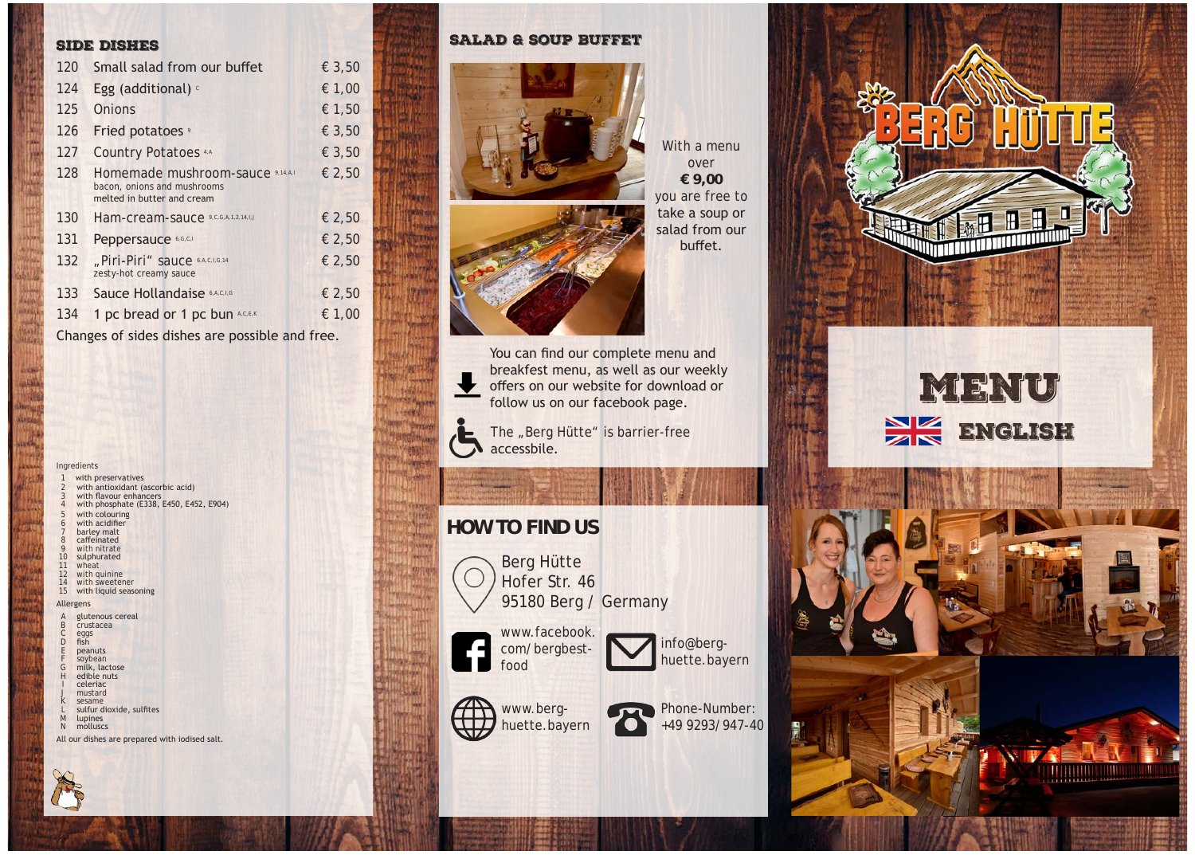## SIDE DISHES

| No. | Dish | Price |
|---|---|---|
| 120 | Small salad from our buffet | € 3,50 |
| 124 | Egg (additional) C | € 1,00 |
| 125 | Onions | € 1,50 |
| 126 | Fried potatoes 9 | € 3,50 |
| 127 | Country Potatoes 4,A | € 3,50 |
| 128 | Homemade mushroom-sauce 9,14,A,I<br>bacon, onions and mushrooms<br>melted in butter and cream | € 2,50 |
| 130 | Ham-cream-sauce 9,C,G,A,1,2,14,I,J | € 2,50 |
| 131 | Peppersauce 6,G,C,I | € 2,50 |
| 132 | „Piri-Piri" sauce 6,A,C,I,G,14<br>zesty-hot creamy sauce | € 2,50 |
| 133 | Sauce Hollandaise 6,A,C,I,G | € 2,50 |
| 134 | 1 pc bread or 1 pc bun A,C,E,K | € 1,00 |

Changes of sides dishes are possible and free.

Ingredients

1 with preservatives
2 with antioxidant (ascorbic acid)
3 with flavour enhancers
4 with phosphate (E338, E450, E452, E904)
5 with colouring
6 with acidifier
7 barley malt
8 caffeinated
9 with nitrate
10 sulphurated
11 wheat
12 with quinine
14 with sweetener
15 with liquid seasoning

Allergens

A glutenous cereal
B crustacea
C eggs
D fish
E peanuts
F soybean
G milk, lactose
H edible nuts
I celeriac
J mustard
K sesame
L sulfur dioxide, sulfites
M lupines
N molluscs

All our dishes are prepared with iodised salt.

## SALAD & SOUP BUFFET

With a menu over **€ 9,00** you are free to take a soup or salad from our buffet.

You can find our complete menu and breakfast menu, as well as our weekly offers on our website for download or follow us on our facebook page.

The „Berg Hütte" is barrier-free accessbile.

## HOW TO FIND US

Berg Hütte
Hofer Str. 46
95180 Berg / Germany

www.facebook.com/bergbest-food

info@berg-huette.bayern

www.berg-huette.bayern

Phone-Number: +49 9293/947-40

# BERG HÜTTE

# MENU

## ENGLISH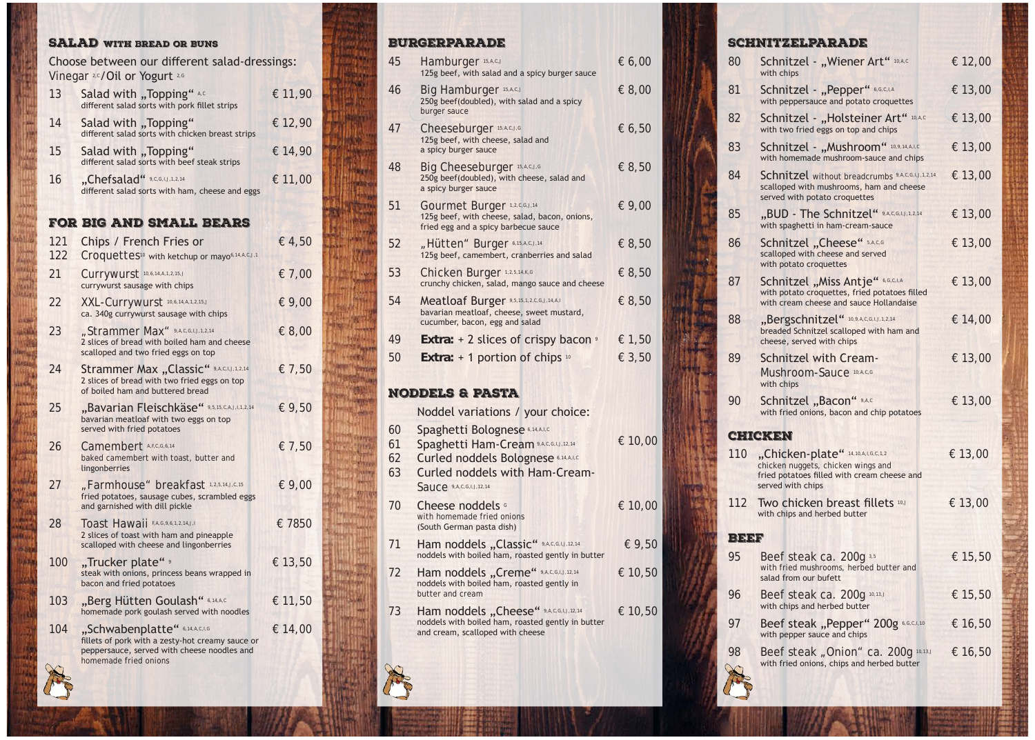## SALAD WITH BREAD OR BUNS

Choose between our different salad-dressings:
Vinegar 2,C / Oil or Yogurt 2,G

| | | |
|---|---|---|
| 13 | Salad with „Topping“ A,C<br>different salad sorts with pork fillet strips | € 11,90 |
| 14 | Salad with „Topping“<br>different salad sorts with chicken breast strips | € 12,90 |
| 15 | Salad with „Topping“<br>different salad sorts with beef steak strips | € 14,90 |
| 16 | „Chefsalad“ 9,C,G,I,J,1,2,14<br>different salad sorts with ham, cheese and eggs | € 11,00 |

## FOR BIG AND SMALL BEARS

| | | |
|---|---|---|
| 121<br>122 | Chips / French Fries or<br>Croquettes 10 with ketchup or mayo 6,14,A,C,J,1 | € 4,50 |
| 21 | Currywurst 10,6,14,A,1,2,15,J<br>currywurst sausage with chips | € 7,00 |
| 22 | XXL-Currywurst 10,6,14,A,1,2,15,J<br>ca. 340g currywurst sausage with chips | € 9,00 |
| 23 | „Strammer Max“ 9,A,C,G,I,J,1,2,14<br>2 slices of bread with boiled ham and cheese scalloped with two fried eggs on top | € 8,00 |
| 24 | Strammer Max „Classic“ 9,A,C,I,J,1,2,14<br>2 slices of bread with two fried eggs on top of boiled ham and buttered bread | € 7,50 |
| 25 | „Bavarian Fleischkäse“ 9,5,15,C,A,J,I,1,2,14<br>bavarian meatloaf with two eggs on top served with fried potatoes | € 9,50 |
| 26 | Camembert A,F,C,G,6,14<br>baked camembert with toast, butter and lingonberries | € 7,50 |
| 27 | „Farmhouse“ breakfast 1,2,5,14,J,C,15<br>fried potatoes, sausage cubes, scrambled eggs and garnished with dill pickle | € 9,00 |
| 28 | Toast Hawaii F,A,G,9,6,1,2,14,J,I<br>2 slices of toast with ham and pineapple scalloped with cheese and lingonberries | € 7850 |
| 100 | „Trucker plate“ 9<br>steak with onions, princess beans wrapped in bacon and fried potatoes | € 13,50 |
| 103 | „Berg Hütten Goulash“ 6,14,A,C<br>homemade pork goulash served with noodles | € 11,50 |
| 104 | „Schwabenplatte“ 6,14,A,C,I,G<br>fillets of pork with a zesty-hot creamy sauce or peppersauce, served with cheese noodles and homemade fried onions | € 14,00 |

## BURGERPARADE

| | | |
|---|---|---|
| 45 | Hamburger 15,A,C,J<br>125g beef, with salad and a spicy burger sauce | € 6,00 |
| 46 | Big Hamburger 15,A,C,J<br>250g beef(doubled), with salad and a spicy burger sauce | € 8,00 |
| 47 | Cheeseburger 15,A,C,J,G<br>125g beef, with cheese, salad and a spicy burger sauce | € 6,50 |
| 48 | Big Cheeseburger 15,A,C,J,G<br>250g beef(doubled), with cheese, salad and a spicy burger sauce | € 8,50 |
| 51 | Gourmet Burger 1,2,C,G,J,14<br>125g beef, with cheese, salad, bacon, onions, fried egg and a spicy barbecue sauce | € 9,00 |
| 52 | „Hütten“ Burger 6,15,A,C,J,14<br>125g beef, camembert, cranberries and salad | € 8,50 |
| 53 | Chicken Burger 1,2,5,14,K,G<br>crunchy chicken, salad, mango sauce and cheese | € 8,50 |
| 54 | Meatloaf Burger 9,5,15,1,2,C,G,J,14,A,I<br>bavarian meatloaf, cheese, sweet mustard, cucumber, bacon, egg and salad | € 8,50 |
| 49 | **Extra:** + 2 slices of crispy bacon 9 | € 1,50 |
| 50 | **Extra:** + 1 portion of chips 10 | € 3,50 |

## NODDELS & PASTA

Noddel variations / your choice:

| | | |
|---|---|---|
| 60 | Spaghetti Bolognese 6,14,A,I,C | € 10,00 |
| 61 | Spaghetti Ham-Cream 9,A,C,G,I,J,12,14 | |
| 62 | Curled noddels Bolognese 6,14,A,I,C | |
| 63 | Curled noddels with Ham-Cream-Sauce 9,A,C,G,I,J,12,14 | |
| 70 | Cheese noddels G<br>with homemade fried onions (South German pasta dish) | € 10,00 |
| 71 | Ham noddels „Classic“ 9,A,C,G,I,J,12,14<br>noddels with boiled ham, roasted gently in butter | € 9,50 |
| 72 | Ham noddels „Creme“ 9,A,C,G,I,J,12,14<br>noddels with boiled ham, roasted gently in butter and cream | € 10,50 |
| 73 | Ham noddels „Cheese“ 9,A,C,G,I,J,12,14<br>noddels with boiled ham, roasted gently in butter and cream, scalloped with cheese | € 10,50 |

## SCHNITZELPARADE

| | | |
|---|---|---|
| 80 | Schnitzel - „Wiener Art“ 10,A,C<br>with chips | € 12,00 |
| 81 | Schnitzel - „Pepper“ 6,G,C,I,A<br>with peppersauce and potato croquettes | € 13,00 |
| 82 | Schnitzel - „Holsteiner Art“ 10,A,C<br>with two fried eggs on top and chips | € 13,00 |
| 83 | Schnitzel - „Mushroom“ 10,9,14,A,I,C<br>with homemade mushroom-sauce and chips | € 13,00 |
| 84 | Schnitzel without breadcrumbs 9,A,C,G,I,J,1,2,14<br>scalloped with mushrooms, ham and cheese served with potato croquettes | € 13,00 |
| 85 | „BUD - The Schnitzel“ 9,A,C,G,I,J,1,2,14<br>with spaghetti in ham-cream-sauce | € 13,00 |
| 86 | Schnitzel „Cheese“ 5,A,C,G<br>scalloped with cheese and served with potato croquettes | € 13,00 |
| 87 | Schnitzel „Miss Antje“ 6,G,C,I,A<br>with potato croquettes, fried potatoes filled with cream cheese and sauce Hollandaise | € 13,00 |
| 88 | „Bergschnitzel“ 10,9,A,C,G,I,J,1,2,14<br>breaded Schnitzel scalloped with ham and cheese, served with chips | € 14,00 |
| 89 | Schnitzel with Cream-Mushroom-Sauce 10,A,C,G<br>with chips | € 13,00 |
| 90 | Schnitzel „Bacon“ 9,A,C<br>with fried onions, bacon and chip potatoes | € 13,00 |

## CHICKEN

| | | |
|---|---|---|
| 110 | „Chicken-plate“ 14,10,A,I,G,C,1,2<br>chicken nuggets, chicken wings and fried potatoes filled with cream cheese and served with chips | € 13,00 |
| 112 | Two chicken breast fillets 10,J<br>with chips and herbed butter | € 13,00 |

## BEEF

| | | |
|---|---|---|
| 95 | Beef steak ca. 200g 3,5<br>with fried mushrooms, herbed butter and salad from our bufett | € 15,50 |
| 96 | Beef steak ca. 200g 10,13,J<br>with chips and herbed butter | € 15,50 |
| 97 | Beef steak „Pepper“ 200g 6,G,C,I,10<br>with pepper sauce and chips | € 16,50 |
| 98 | Beef steak „Onion“ ca. 200g 10,13,J<br>with fried onions, chips and herbed butter | € 16,50 |